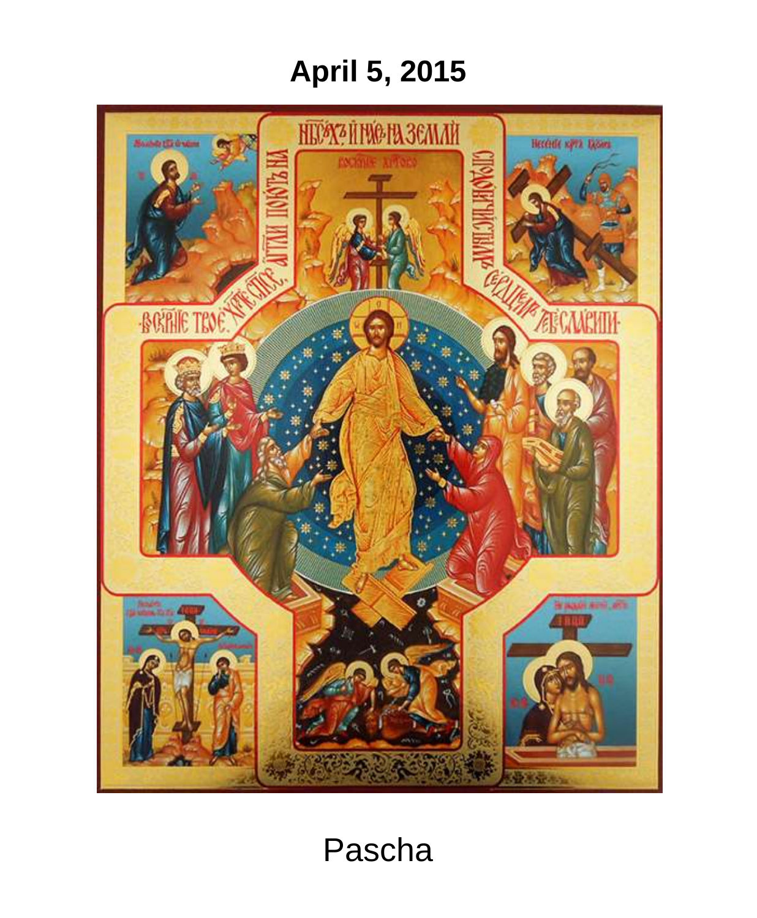# April 5, 2015

Pascha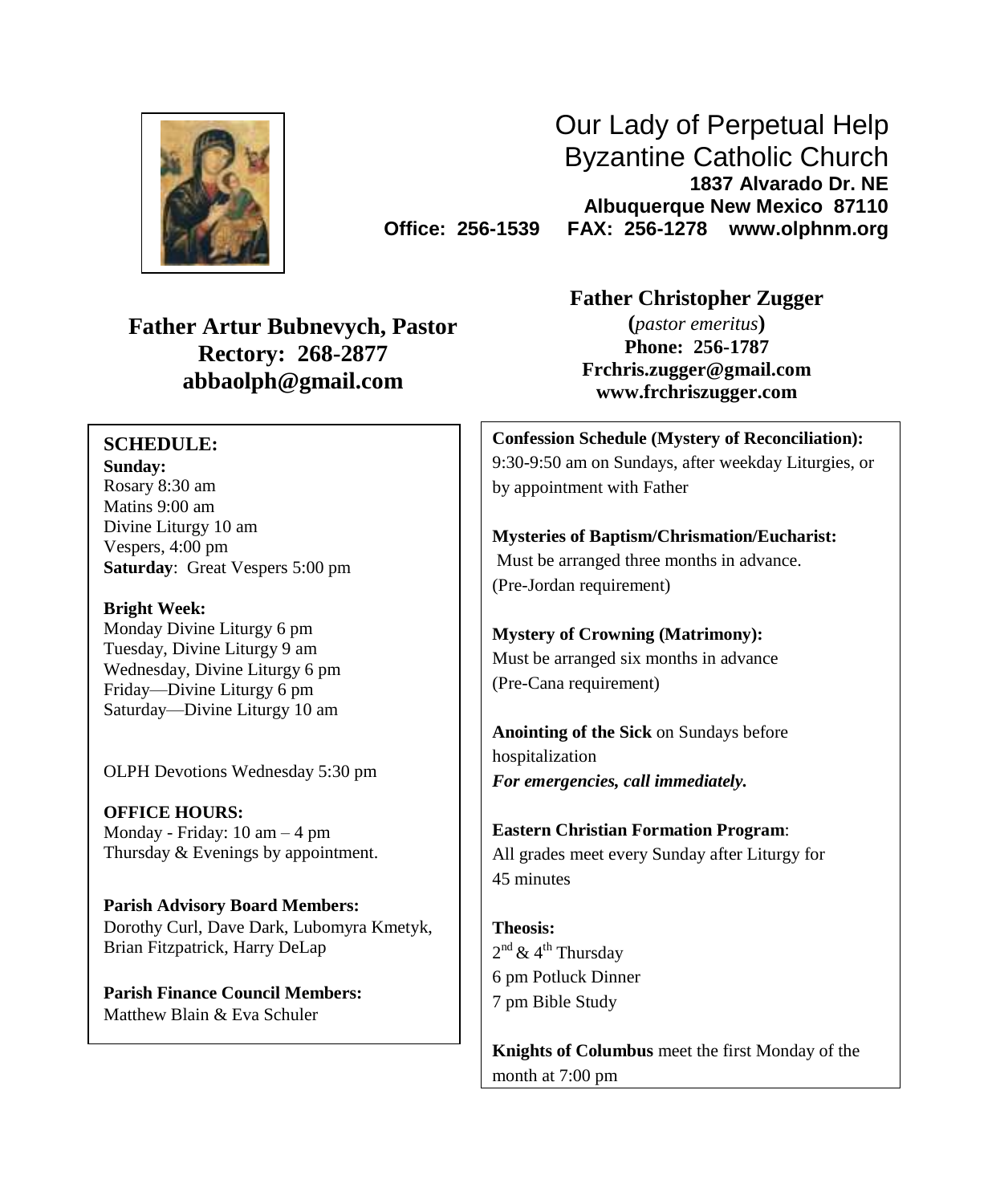# Our Lady of Perpetual Help Byzantine Catholic Church

**1837 Alvarado Dr. NE**
**Albuquerque New Mexico 87110**
**Office: 256-1539 FAX: 256-1278 www.olphnm.org**

**Father Artur Bubnevych, Pastor**
**Rectory: 268-2877**
**abbaolph@gmail.com**

**Father Christopher Zugger**
**(***pastor emeritus***)**
**Phone: 256-1787**
**Frchris.zugger@gmail.com**
**www.frchriszugger.com**

## SCHEDULE:

**Sunday:**
Rosary 8:30 am
Matins 9:00 am
Divine Liturgy 10 am
Vespers, 4:00 pm
**Saturday**: Great Vespers 5:00 pm

**Bright Week:**
Monday Divine Liturgy 6 pm
Tuesday, Divine Liturgy 9 am
Wednesday, Divine Liturgy 6 pm
Friday—Divine Liturgy 6 pm
Saturday—Divine Liturgy 10 am

OLPH Devotions Wednesday 5:30 pm

**OFFICE HOURS:**
Monday - Friday: 10 am – 4 pm
Thursday & Evenings by appointment.

**Parish Advisory Board Members:**
Dorothy Curl, Dave Dark, Lubomyra Kmetyk, Brian Fitzpatrick, Harry DeLap

**Parish Finance Council Members:**
Matthew Blain & Eva Schuler

**Confession Schedule (Mystery of Reconciliation):**
9:30-9:50 am on Sundays, after weekday Liturgies, or by appointment with Father

**Mysteries of Baptism/Chrismation/Eucharist:**
Must be arranged three months in advance.
(Pre-Jordan requirement)

**Mystery of Crowning (Matrimony):**
Must be arranged six months in advance
(Pre-Cana requirement)

**Anointing of the Sick** on Sundays before hospitalization
***For emergencies, call immediately.***

**Eastern Christian Formation Program**:
All grades meet every Sunday after Liturgy for 45 minutes

**Theosis:**
2nd & 4th Thursday
6 pm Potluck Dinner
7 pm Bible Study

**Knights of Columbus** meet the first Monday of the month at 7:00 pm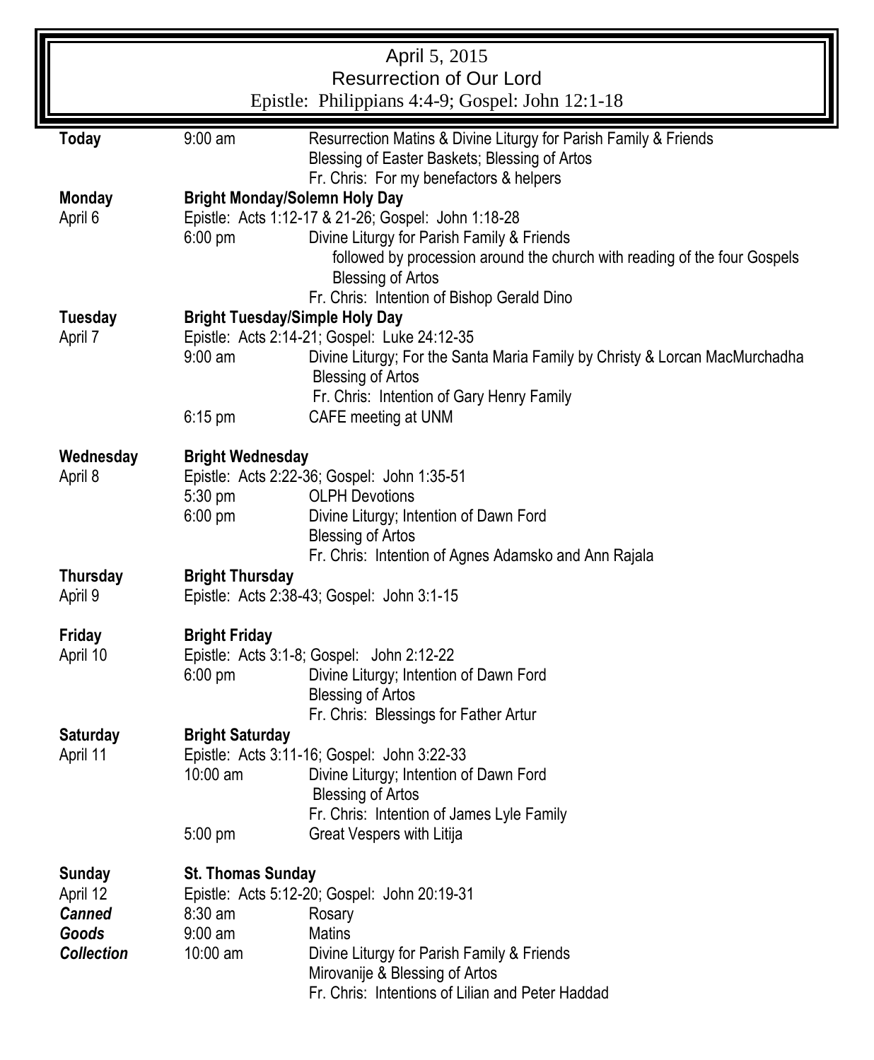# April 5, 2015

## Resurrection of Our Lord

Epistle: Philippians 4:4-9; Gospel: John 12:1-18

| | | |
|---|---|---|
| **Today** | 9:00 am | Resurrection Matins & Divine Liturgy for Parish Family & Friends |
| | | Blessing of Easter Baskets; Blessing of Artos |
| | | Fr. Chris: For my benefactors & helpers |
| **Monday** | **Bright Monday/Solemn Holy Day** | |
| April 6 | Epistle: Acts 1:12-17 & 21-26; Gospel: John 1:18-28 | |
| | 6:00 pm | Divine Liturgy for Parish Family & Friends |
| | | followed by procession around the church with reading of the four Gospels |
| | | Blessing of Artos |
| | | Fr. Chris: Intention of Bishop Gerald Dino |
| **Tuesday** | **Bright Tuesday/Simple Holy Day** | |
| April 7 | Epistle: Acts 2:14-21; Gospel: Luke 24:12-35 | |
| | 9:00 am | Divine Liturgy; For the Santa Maria Family by Christy & Lorcan MacMurchadha |
| | | Blessing of Artos |
| | | Fr. Chris: Intention of Gary Henry Family |
| | 6:15 pm | CAFE meeting at UNM |
| **Wednesday** | **Bright Wednesday** | |
| April 8 | Epistle: Acts 2:22-36; Gospel: John 1:35-51 | |
| | 5:30 pm | OLPH Devotions |
| | 6:00 pm | Divine Liturgy; Intention of Dawn Ford |
| | | Blessing of Artos |
| | | Fr. Chris: Intention of Agnes Adamsko and Ann Rajala |
| **Thursday** | **Bright Thursday** | |
| April 9 | Epistle: Acts 2:38-43; Gospel: John 3:1-15 | |
| **Friday** | **Bright Friday** | |
| April 10 | Epistle: Acts 3:1-8; Gospel: John 2:12-22 | |
| | 6:00 pm | Divine Liturgy; Intention of Dawn Ford |
| | | Blessing of Artos |
| | | Fr. Chris: Blessings for Father Artur |
| **Saturday** | **Bright Saturday** | |
| April 11 | Epistle: Acts 3:11-16; Gospel: John 3:22-33 | |
| | 10:00 am | Divine Liturgy; Intention of Dawn Ford |
| | | Blessing of Artos |
| | | Fr. Chris: Intention of James Lyle Family |
| | 5:00 pm | Great Vespers with Litija |
| **Sunday** | **St. Thomas Sunday** | |
| April 12 | Epistle: Acts 5:12-20; Gospel: John 20:19-31 | |
| ***Canned*** | 8:30 am | Rosary |
| ***Goods*** | 9:00 am | Matins |
| ***Collection*** | 10:00 am | Divine Liturgy for Parish Family & Friends |
| | | Mirovanije & Blessing of Artos |
| | | Fr. Chris: Intentions of Lilian and Peter Haddad |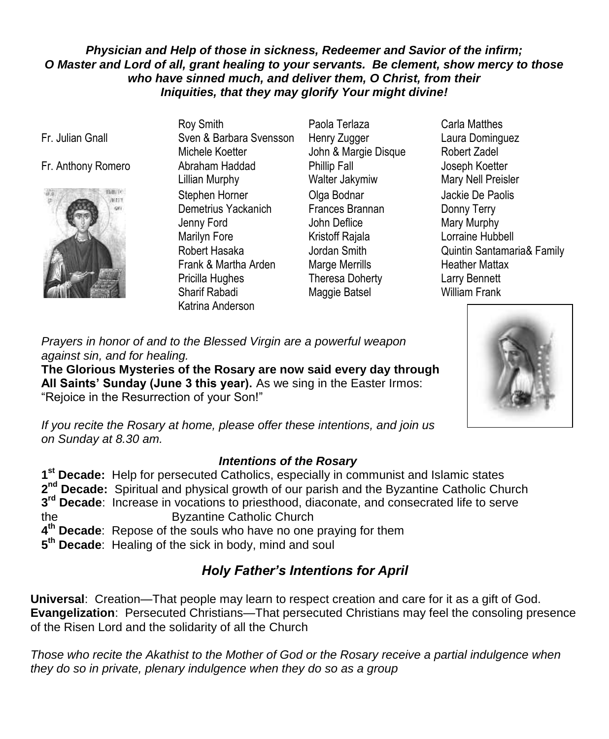***Physician and Help of those in sickness, Redeemer and Savior of the infirm; O Master and Lord of all, grant healing to your servants. Be clement, show mercy to those who have sinned much, and deliver them, O Christ, from their Iniquities, that they may glorify Your might divine!***

Fr. Julian Gnall

Fr. Anthony Romero

Roy Smith
Sven & Barbara Svensson
Michele Koetter
Abraham Haddad
Lillian Murphy
Stephen Horner
Demetrius Yackanich
Jenny Ford
Marilyn Fore
Robert Hasaka
Frank & Martha Arden
Pricilla Hughes
Sharif Rabadi
Katrina Anderson

Paola Terlaza
Henry Zugger
John & Margie Disque
Phillip Fall
Walter Jakymiw
Olga Bodnar
Frances Brannan
John Deflice
Kristoff Rajala
Jordan Smith
Marge Merrills
Theresa Doherty
Maggie Batsel

Carla Matthes
Laura Dominguez
Robert Zadel
Joseph Koetter
Mary Nell Preisler
Jackie De Paolis
Donny Terry
Mary Murphy
Lorraine Hubbell
Quintin Santamaria& Family
Heather Mattax
Larry Bennett
William Frank

*Prayers in honor of and to the Blessed Virgin are a powerful weapon against sin, and for healing.*

**The Glorious Mysteries of the Rosary are now said every day through All Saints' Sunday (June 3 this year).** As we sing in the Easter Irmos: "Rejoice in the Resurrection of your Son!"

*If you recite the Rosary at home, please offer these intentions, and join us on Sunday at 8.30 am.*

### *Intentions of the Rosary*

**1st Decade:** Help for persecuted Catholics, especially in communist and Islamic states
**2nd Decade:** Spiritual and physical growth of our parish and the Byzantine Catholic Church
**3rd Decade**: Increase in vocations to priesthood, diaconate, and consecrated life to serve the Byzantine Catholic Church
**4th Decade**: Repose of the souls who have no one praying for them
**5th Decade**: Healing of the sick in body, mind and soul

## *Holy Father's Intentions for April*

**Universal**: Creation—That people may learn to respect creation and care for it as a gift of God.
**Evangelization**: Persecuted Christians—That persecuted Christians may feel the consoling presence of the Risen Lord and the solidarity of all the Church

*Those who recite the Akathist to the Mother of God or the Rosary receive a partial indulgence when they do so in private, plenary indulgence when they do so as a group*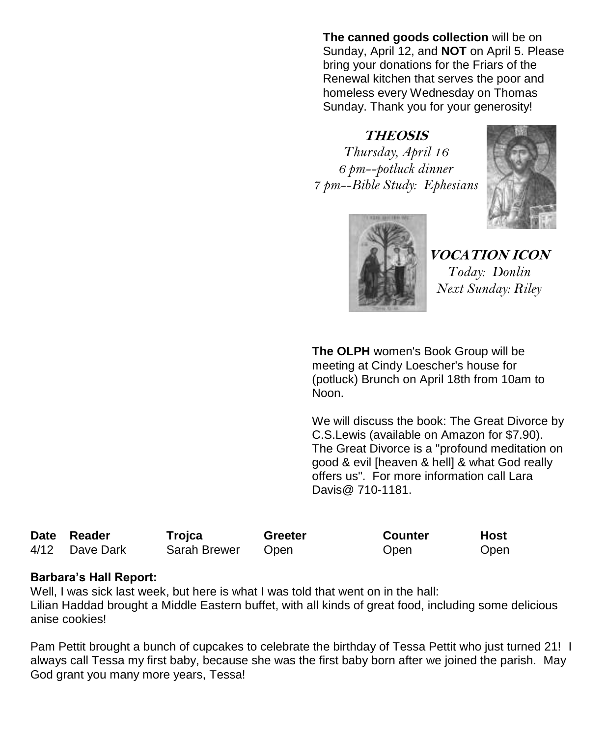**The canned goods collection** will be on Sunday, April 12, and **NOT** on April 5. Please bring your donations for the Friars of the Renewal kitchen that serves the poor and homeless every Wednesday on Thomas Sunday. Thank you for your generosity!

***THEOSIS***

*Thursday, April 16*
*6 pm--potluck dinner*
*7 pm--Bible Study: Ephesians*

***VOCATION ICON***

*Today: Donlin*
*Next Sunday: Riley*

**The OLPH** women's Book Group will be meeting at Cindy Loescher's house for (potluck) Brunch on April 18th from 10am to Noon.

We will discuss the book: The Great Divorce by C.S.Lewis (available on Amazon for $7.90). The Great Divorce is a "profound meditation on good & evil [heaven & hell] & what God really offers us". For more information call Lara Davis@ 710-1181.

| Date | Reader | Trojca | Greeter | Counter | Host |
|---|---|---|---|---|---|
| 4/12 | Dave Dark | Sarah Brewer | Open | Open | Open |

**Barbara's Hall Report:**

Well, I was sick last week, but here is what I was told that went on in the hall:
Lilian Haddad brought a Middle Eastern buffet, with all kinds of great food, including some delicious anise cookies!

Pam Pettit brought a bunch of cupcakes to celebrate the birthday of Tessa Pettit who just turned 21! I always call Tessa my first baby, because she was the first baby born after we joined the parish. May God grant you many more years, Tessa!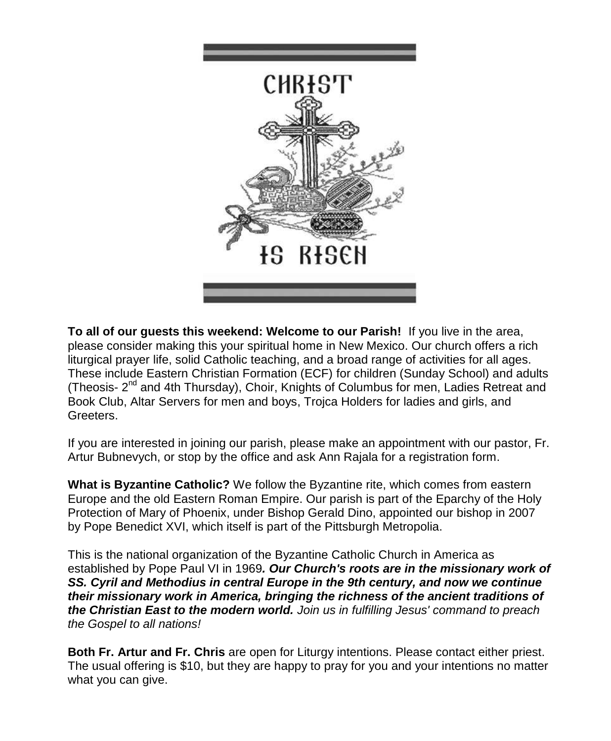CHRIST IS RISEN

**To all of our guests this weekend: Welcome to our Parish!** If you live in the area, please consider making this your spiritual home in New Mexico. Our church offers a rich liturgical prayer life, solid Catholic teaching, and a broad range of activities for all ages. These include Eastern Christian Formation (ECF) for children (Sunday School) and adults (Theosis- 2nd and 4th Thursday), Choir, Knights of Columbus for men, Ladies Retreat and Book Club, Altar Servers for men and boys, Trojca Holders for ladies and girls, and Greeters.

If you are interested in joining our parish, please make an appointment with our pastor, Fr. Artur Bubnevych, or stop by the office and ask Ann Rajala for a registration form.

**What is Byzantine Catholic?** We follow the Byzantine rite, which comes from eastern Europe and the old Eastern Roman Empire. Our parish is part of the Eparchy of the Holy Protection of Mary of Phoenix, under Bishop Gerald Dino, appointed our bishop in 2007 by Pope Benedict XVI, which itself is part of the Pittsburgh Metropolia.

This is the national organization of the Byzantine Catholic Church in America as established by Pope Paul VI in 1969***. Our Church's roots are in the missionary work of SS. Cyril and Methodius in central Europe in the 9th century, and now we continue their missionary work in America, bringing the richness of the ancient traditions of the Christian East to the modern world.*** *Join us in fulfilling Jesus' command to preach the Gospel to all nations!*

**Both Fr. Artur and Fr. Chris** are open for Liturgy intentions. Please contact either priest. The usual offering is $10, but they are happy to pray for you and your intentions no matter what you can give.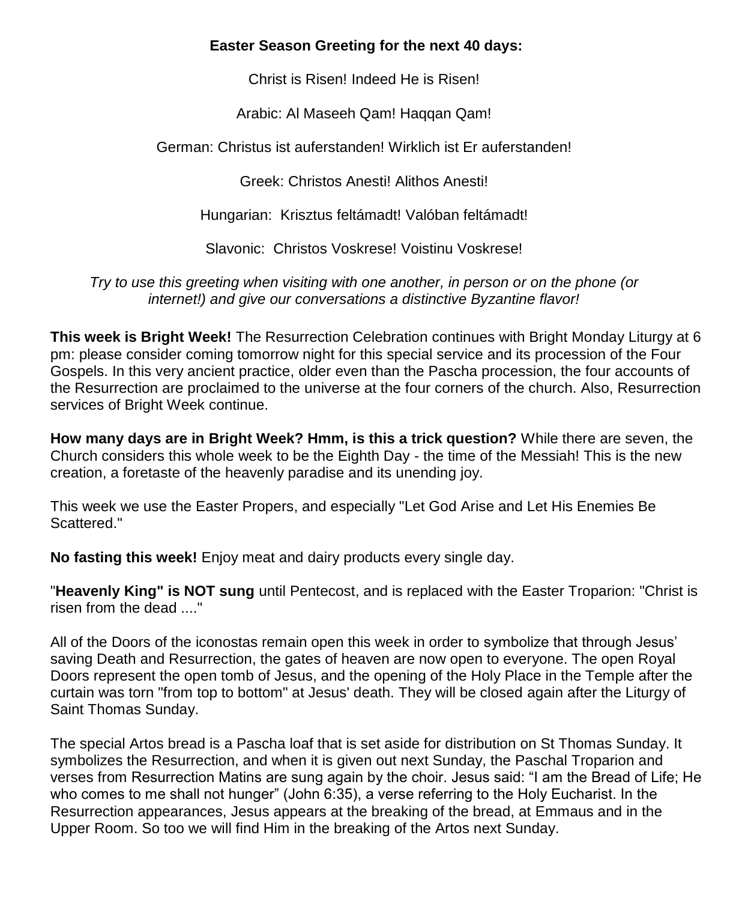**Easter Season Greeting for the next 40 days:**

Christ is Risen! Indeed He is Risen!

Arabic: Al Maseeh Qam! Haqqan Qam!

German: Christus ist auferstanden! Wirklich ist Er auferstanden!

Greek: Christos Anesti! Alithos Anesti!

Hungarian: Krisztus feltámadt! Valóban feltámadt!

Slavonic: Christos Voskrese! Voistinu Voskrese!

*Try to use this greeting when visiting with one another, in person or on the phone (or internet!) and give our conversations a distinctive Byzantine flavor!*

**This week is Bright Week!** The Resurrection Celebration continues with Bright Monday Liturgy at 6 pm: please consider coming tomorrow night for this special service and its procession of the Four Gospels. In this very ancient practice, older even than the Pascha procession, the four accounts of the Resurrection are proclaimed to the universe at the four corners of the church. Also, Resurrection services of Bright Week continue.

**How many days are in Bright Week? Hmm, is this a trick question?** While there are seven, the Church considers this whole week to be the Eighth Day - the time of the Messiah! This is the new creation, a foretaste of the heavenly paradise and its unending joy.

This week we use the Easter Propers, and especially "Let God Arise and Let His Enemies Be Scattered."

**No fasting this week!** Enjoy meat and dairy products every single day.

"**Heavenly King" is NOT sung** until Pentecost, and is replaced with the Easter Troparion: "Christ is risen from the dead ...."

All of the Doors of the iconostas remain open this week in order to symbolize that through Jesus' saving Death and Resurrection, the gates of heaven are now open to everyone. The open Royal Doors represent the open tomb of Jesus, and the opening of the Holy Place in the Temple after the curtain was torn "from top to bottom" at Jesus' death. They will be closed again after the Liturgy of Saint Thomas Sunday.

The special Artos bread is a Pascha loaf that is set aside for distribution on St Thomas Sunday. It symbolizes the Resurrection, and when it is given out next Sunday, the Paschal Troparion and verses from Resurrection Matins are sung again by the choir. Jesus said: "I am the Bread of Life; He who comes to me shall not hunger" (John 6:35), a verse referring to the Holy Eucharist. In the Resurrection appearances, Jesus appears at the breaking of the bread, at Emmaus and in the Upper Room. So too we will find Him in the breaking of the Artos next Sunday.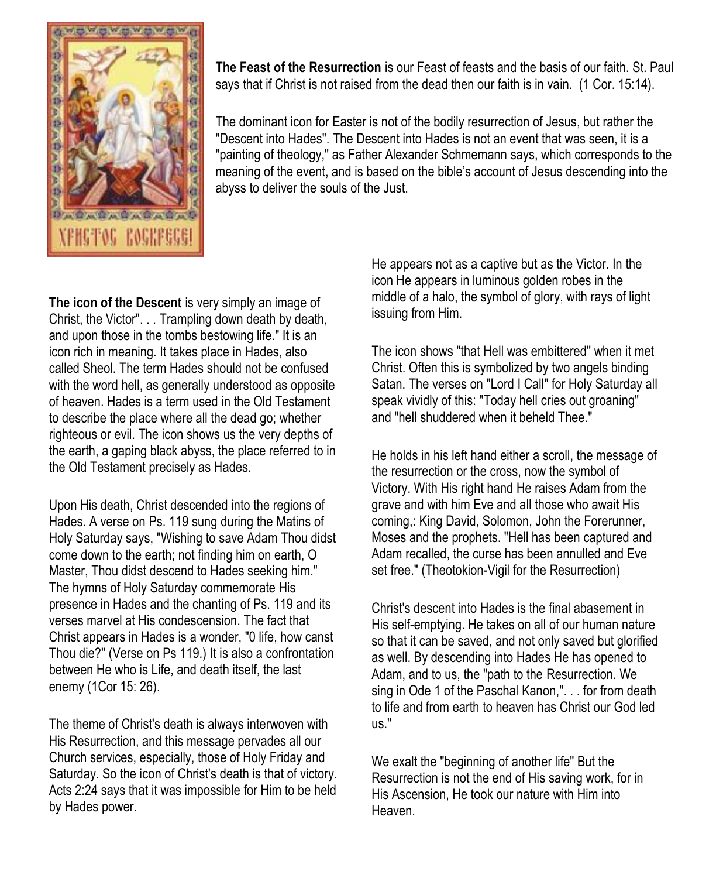**The Feast of the Resurrection** is our Feast of feasts and the basis of our faith. St. Paul says that if Christ is not raised from the dead then our faith is in vain. (1 Cor. 15:14).

The dominant icon for Easter is not of the bodily resurrection of Jesus, but rather the "Descent into Hades". The Descent into Hades is not an event that was seen, it is a "painting of theology," as Father Alexander Schmemann says, which corresponds to the meaning of the event, and is based on the bible's account of Jesus descending into the abyss to deliver the souls of the Just.

**The icon of the Descent** is very simply an image of Christ, the Victor". . . Trampling down death by death, and upon those in the tombs bestowing life." It is an icon rich in meaning. It takes place in Hades, also called Sheol. The term Hades should not be confused with the word hell, as generally understood as opposite of heaven. Hades is a term used in the Old Testament to describe the place where all the dead go; whether righteous or evil. The icon shows us the very depths of the earth, a gaping black abyss, the place referred to in the Old Testament precisely as Hades.

Upon His death, Christ descended into the regions of Hades. A verse on Ps. 119 sung during the Matins of Holy Saturday says, "Wishing to save Adam Thou didst come down to the earth; not finding him on earth, O Master, Thou didst descend to Hades seeking him." The hymns of Holy Saturday commemorate His presence in Hades and the chanting of Ps. 119 and its verses marvel at His condescension. The fact that Christ appears in Hades is a wonder, "0 life, how canst Thou die?" (Verse on Ps 119.) It is also a confrontation between He who is Life, and death itself, the last enemy (1Cor 15: 26).

The theme of Christ's death is always interwoven with His Resurrection, and this message pervades all our Church services, especially, those of Holy Friday and Saturday. So the icon of Christ's death is that of victory. Acts 2:24 says that it was impossible for Him to be held by Hades power.

He appears not as a captive but as the Victor. In the icon He appears in luminous golden robes in the middle of a halo, the symbol of glory, with rays of light issuing from Him.

The icon shows "that Hell was embittered" when it met Christ. Often this is symbolized by two angels binding Satan. The verses on "Lord I Call" for Holy Saturday all speak vividly of this: "Today hell cries out groaning" and "hell shuddered when it beheld Thee."

He holds in his left hand either a scroll, the message of the resurrection or the cross, now the symbol of Victory. With His right hand He raises Adam from the grave and with him Eve and all those who await His coming,: King David, Solomon, John the Forerunner, Moses and the prophets. "Hell has been captured and Adam recalled, the curse has been annulled and Eve set free." (Theotokion-Vigil for the Resurrection)

Christ's descent into Hades is the final abasement in His self-emptying. He takes on all of our human nature so that it can be saved, and not only saved but glorified as well. By descending into Hades He has opened to Adam, and to us, the "path to the Resurrection. We sing in Ode 1 of the Paschal Kanon,". . . for from death to life and from earth to heaven has Christ our God led us."

We exalt the "beginning of another life" But the Resurrection is not the end of His saving work, for in His Ascension, He took our nature with Him into Heaven.